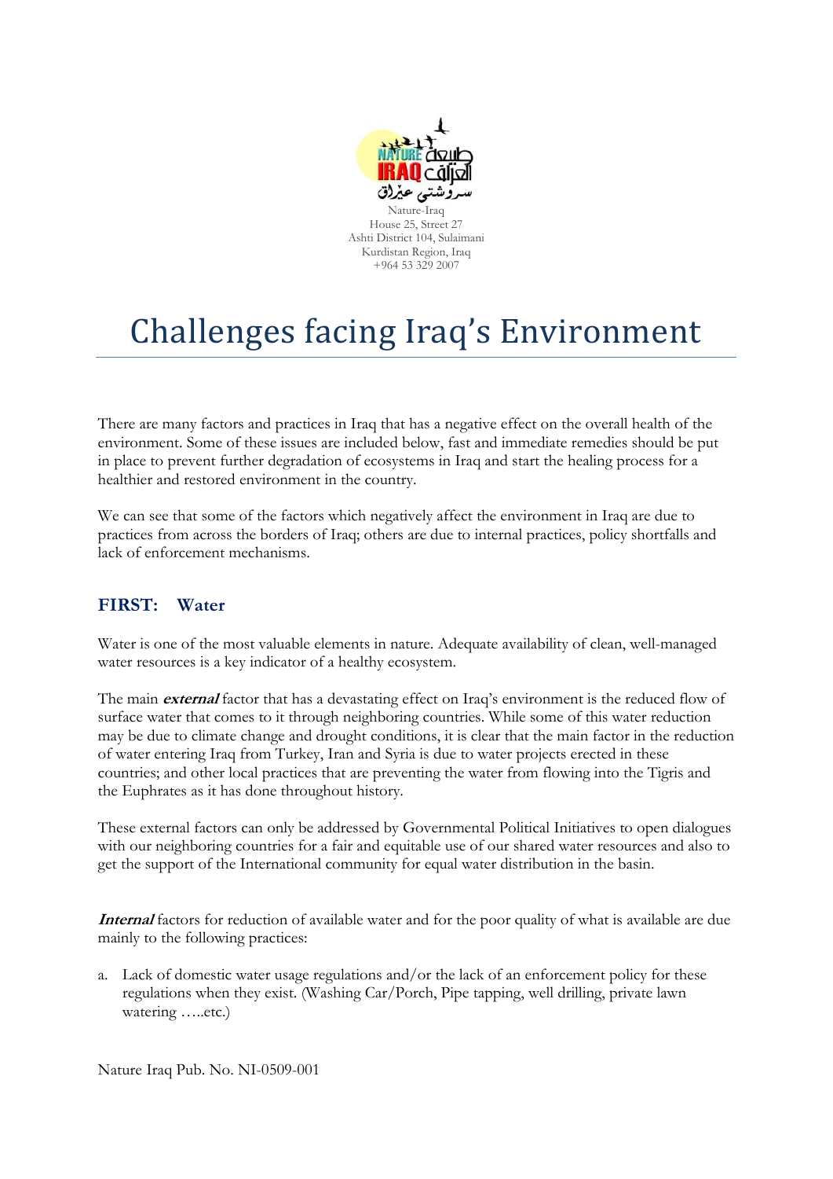Nature-Iraq
House 25, Street 27
Ashti District 104, Sulaimani
Kurdistan Region, Iraq
+964 53 329 2007

# Challenges facing Iraq's Environment

There are many factors and practices in Iraq that has a negative effect on the overall health of the environment. Some of these issues are included below, fast and immediate remedies should be put in place to prevent further degradation of ecosystems in Iraq and start the healing process for a healthier and restored environment in the country.

We can see that some of the factors which negatively affect the environment in Iraq are due to practices from across the borders of Iraq; others are due to internal practices, policy shortfalls and lack of enforcement mechanisms.

## FIRST: Water

Water is one of the most valuable elements in nature. Adequate availability of clean, well-managed water resources is a key indicator of a healthy ecosystem.

The main ***external*** factor that has a devastating effect on Iraq's environment is the reduced flow of surface water that comes to it through neighboring countries. While some of this water reduction may be due to climate change and drought conditions, it is clear that the main factor in the reduction of water entering Iraq from Turkey, Iran and Syria is due to water projects erected in these countries; and other local practices that are preventing the water from flowing into the Tigris and the Euphrates as it has done throughout history.

These external factors can only be addressed by Governmental Political Initiatives to open dialogues with our neighboring countries for a fair and equitable use of our shared water resources and also to get the support of the International community for equal water distribution in the basin.

***Internal*** factors for reduction of available water and for the poor quality of what is available are due mainly to the following practices:

a. Lack of domestic water usage regulations and/or the lack of an enforcement policy for these regulations when they exist. (Washing Car/Porch, Pipe tapping, well drilling, private lawn watering …..etc.)

Nature Iraq Pub. No. NI-0509-001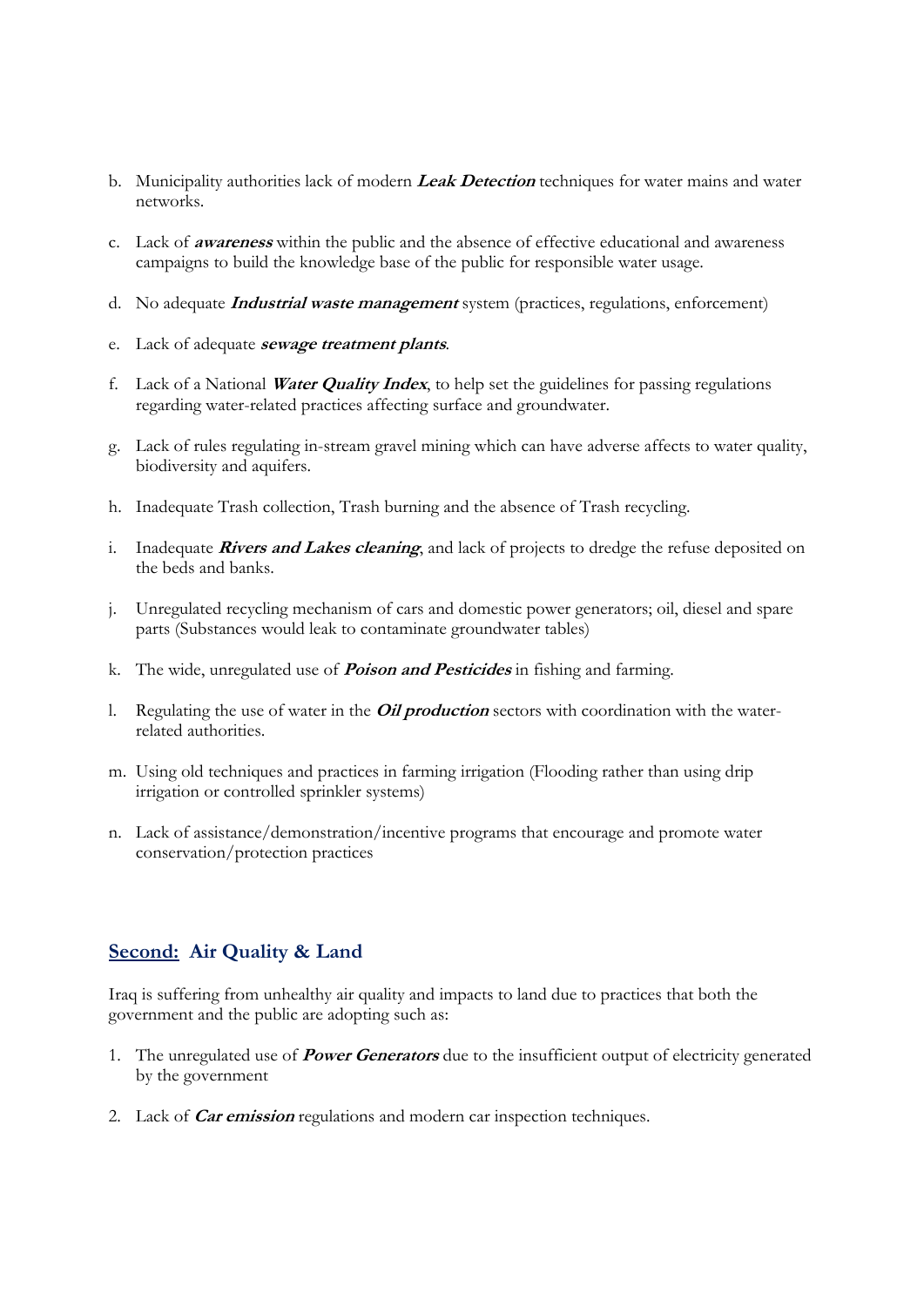b. Municipality authorities lack of modern ***Leak Detection*** techniques for water mains and water networks.

c. Lack of ***awareness*** within the public and the absence of effective educational and awareness campaigns to build the knowledge base of the public for responsible water usage.

d. No adequate ***Industrial waste management*** system (practices, regulations, enforcement)

e. Lack of adequate ***sewage treatment plants***.

f. Lack of a National ***Water Quality Index***, to help set the guidelines for passing regulations regarding water-related practices affecting surface and groundwater.

g. Lack of rules regulating in-stream gravel mining which can have adverse affects to water quality, biodiversity and aquifers.

h. Inadequate Trash collection, Trash burning and the absence of Trash recycling.

i. Inadequate ***Rivers and Lakes cleaning***, and lack of projects to dredge the refuse deposited on the beds and banks.

j. Unregulated recycling mechanism of cars and domestic power generators; oil, diesel and spare parts (Substances would leak to contaminate groundwater tables)

k. The wide, unregulated use of ***Poison and Pesticides*** in fishing and farming.

l. Regulating the use of water in the ***Oil production*** sectors with coordination with the water-related authorities.

m. Using old techniques and practices in farming irrigation (Flooding rather than using drip irrigation or controlled sprinkler systems)

n. Lack of assistance/demonstration/incentive programs that encourage and promote water conservation/protection practices

## Second: Air Quality & Land

Iraq is suffering from unhealthy air quality and impacts to land due to practices that both the government and the public are adopting such as:

1. The unregulated use of ***Power Generators*** due to the insufficient output of electricity generated by the government
2. Lack of ***Car emission*** regulations and modern car inspection techniques.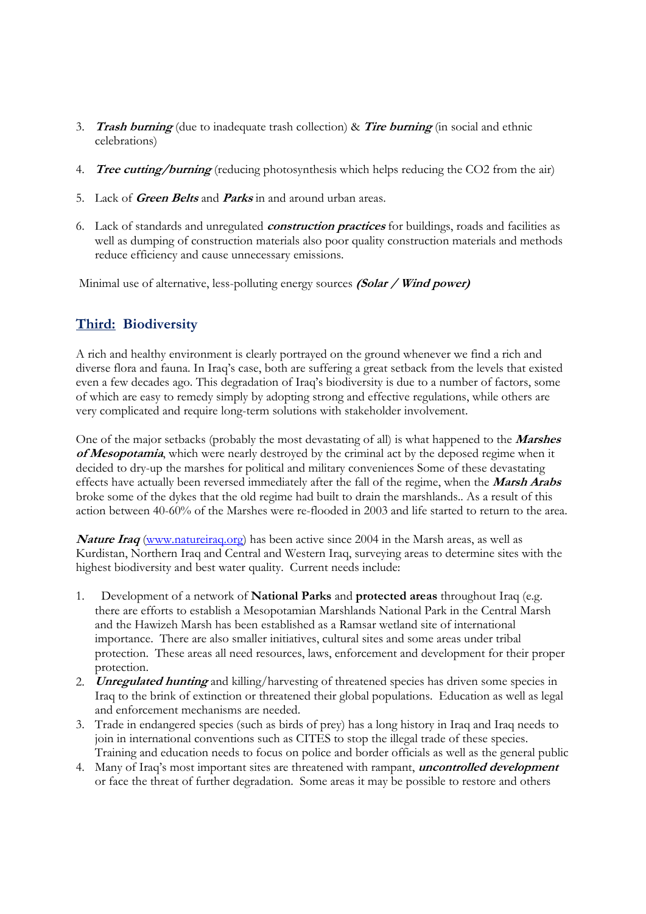3. ***Trash burning*** (due to inadequate trash collection) & ***Tire burning*** (in social and ethnic celebrations)

4. ***Tree cutting/burning*** (reducing photosynthesis which helps reducing the CO2 from the air)

5. Lack of ***Green Belts*** and ***Parks*** in and around urban areas.

6. Lack of standards and unregulated ***construction practices*** for buildings, roads and facilities as well as dumping of construction materials also poor quality construction materials and methods reduce efficiency and cause unnecessary emissions.

Minimal use of alternative, less-polluting energy sources ***(Solar / Wind power)***

## Third: Biodiversity

A rich and healthy environment is clearly portrayed on the ground whenever we find a rich and diverse flora and fauna. In Iraq's case, both are suffering a great setback from the levels that existed even a few decades ago. This degradation of Iraq's biodiversity is due to a number of factors, some of which are easy to remedy simply by adopting strong and effective regulations, while others are very complicated and require long-term solutions with stakeholder involvement.

One of the major setbacks (probably the most devastating of all) is what happened to the ***Marshes of Mesopotamia***, which were nearly destroyed by the criminal act by the deposed regime when it decided to dry-up the marshes for political and military conveniences Some of these devastating effects have actually been reversed immediately after the fall of the regime, when the ***Marsh Arabs*** broke some of the dykes that the old regime had built to drain the marshlands.. As a result of this action between 40-60% of the Marshes were re-flooded in 2003 and life started to return to the area.

***Nature Iraq*** (www.natureiraq.org) has been active since 2004 in the Marsh areas, as well as Kurdistan, Northern Iraq and Central and Western Iraq, surveying areas to determine sites with the highest biodiversity and best water quality. Current needs include:

1. Development of a network of **National Parks** and **protected areas** throughout Iraq (e.g. there are efforts to establish a Mesopotamian Marshlands National Park in the Central Marsh and the Hawizeh Marsh has been established as a Ramsar wetland site of international importance. There are also smaller initiatives, cultural sites and some areas under tribal protection. These areas all need resources, laws, enforcement and development for their proper protection.
2. ***Unregulated hunting*** and killing/harvesting of threatened species has driven some species in Iraq to the brink of extinction or threatened their global populations. Education as well as legal and enforcement mechanisms are needed.
3. Trade in endangered species (such as birds of prey) has a long history in Iraq and Iraq needs to join in international conventions such as CITES to stop the illegal trade of these species. Training and education needs to focus on police and border officials as well as the general public
4. Many of Iraq's most important sites are threatened with rampant, ***uncontrolled development*** or face the threat of further degradation. Some areas it may be possible to restore and others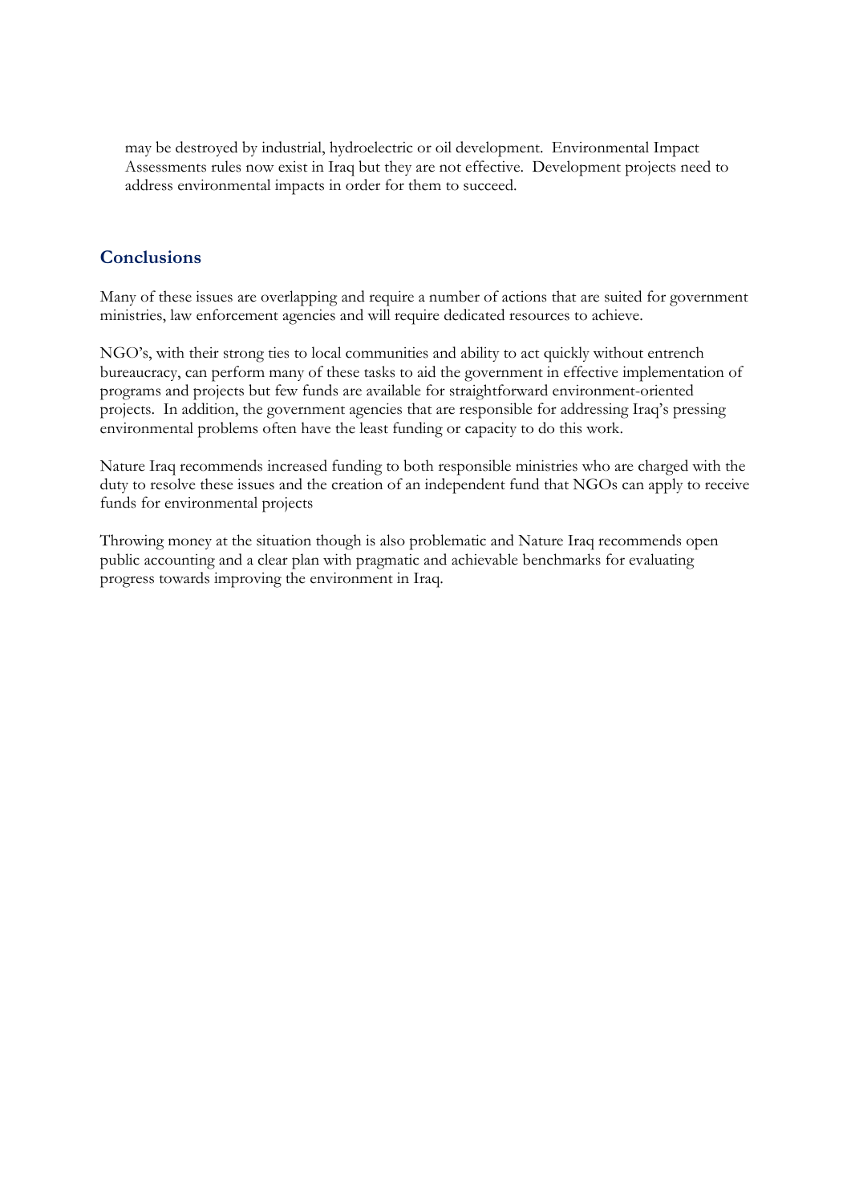may be destroyed by industrial, hydroelectric or oil development. Environmental Impact Assessments rules now exist in Iraq but they are not effective. Development projects need to address environmental impacts in order for them to succeed.

## Conclusions

Many of these issues are overlapping and require a number of actions that are suited for government ministries, law enforcement agencies and will require dedicated resources to achieve.

NGO's, with their strong ties to local communities and ability to act quickly without entrench bureaucracy, can perform many of these tasks to aid the government in effective implementation of programs and projects but few funds are available for straightforward environment-oriented projects. In addition, the government agencies that are responsible for addressing Iraq's pressing environmental problems often have the least funding or capacity to do this work.

Nature Iraq recommends increased funding to both responsible ministries who are charged with the duty to resolve these issues and the creation of an independent fund that NGOs can apply to receive funds for environmental projects

Throwing money at the situation though is also problematic and Nature Iraq recommends open public accounting and a clear plan with pragmatic and achievable benchmarks for evaluating progress towards improving the environment in Iraq.